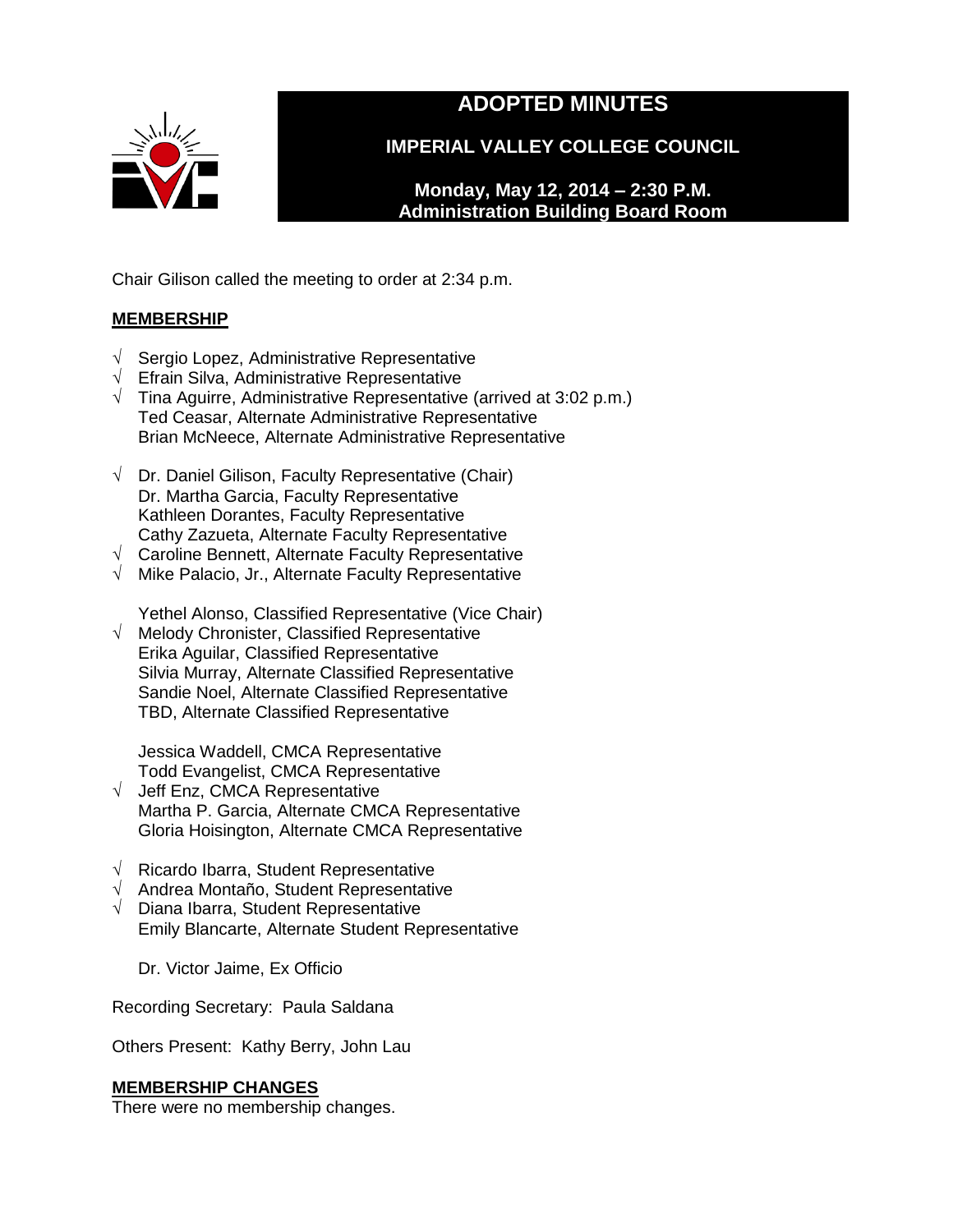# ADOPTED MINUTES

## IMPERIAL VALLEY COLLEGE COUNCIL

**Monday, May 12, 2014 – 2:30 P.M.**
**Administration Building Board Room**

Chair Gilison called the meeting to order at 2:34 p.m.

**MEMBERSHIP**

√ Sergio Lopez, Administrative Representative
√ Efrain Silva, Administrative Representative
√ Tina Aguirre, Administrative Representative (arrived at 3:02 p.m.)
Ted Ceasar, Alternate Administrative Representative
Brian McNeece, Alternate Administrative Representative

√ Dr. Daniel Gilison, Faculty Representative (Chair)
Dr. Martha Garcia, Faculty Representative
Kathleen Dorantes, Faculty Representative
Cathy Zazueta, Alternate Faculty Representative
√ Caroline Bennett, Alternate Faculty Representative
√ Mike Palacio, Jr., Alternate Faculty Representative

Yethel Alonso, Classified Representative (Vice Chair)
√ Melody Chronister, Classified Representative
Erika Aguilar, Classified Representative
Silvia Murray, Alternate Classified Representative
Sandie Noel, Alternate Classified Representative
TBD, Alternate Classified Representative

Jessica Waddell, CMCA Representative
Todd Evangelist, CMCA Representative
√ Jeff Enz, CMCA Representative
Martha P. Garcia, Alternate CMCA Representative
Gloria Hoisington, Alternate CMCA Representative

√ Ricardo Ibarra, Student Representative
√ Andrea Montaño, Student Representative
√ Diana Ibarra, Student Representative
Emily Blancarte, Alternate Student Representative

Dr. Victor Jaime, Ex Officio

Recording Secretary: Paula Saldana

Others Present: Kathy Berry, John Lau

**MEMBERSHIP CHANGES**

There were no membership changes.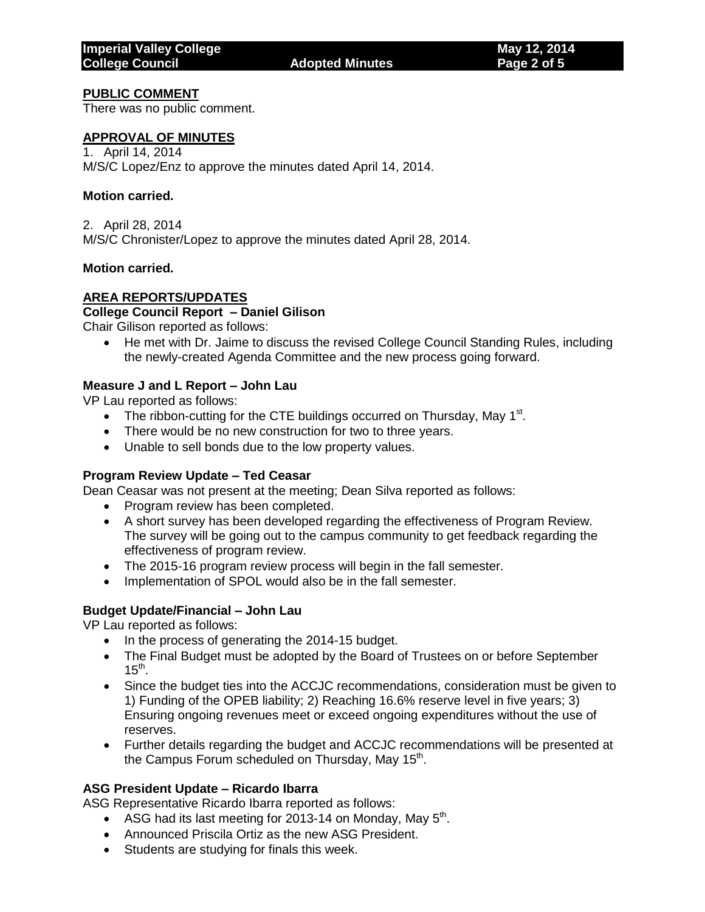**PUBLIC COMMENT**

There was no public comment.

**APPROVAL OF MINUTES**

1. April 14, 2014

M/S/C Lopez/Enz to approve the minutes dated April 14, 2014.

**Motion carried.**

2. April 28, 2014

M/S/C Chronister/Lopez to approve the minutes dated April 28, 2014.

**Motion carried.**

**AREA REPORTS/UPDATES**

**College Council Report – Daniel Gilison**

Chair Gilison reported as follows:

- He met with Dr. Jaime to discuss the revised College Council Standing Rules, including the newly-created Agenda Committee and the new process going forward.

**Measure J and L Report – John Lau**

VP Lau reported as follows:

- The ribbon-cutting for the CTE buildings occurred on Thursday, May 1st.
- There would be no new construction for two to three years.
- Unable to sell bonds due to the low property values.

**Program Review Update – Ted Ceasar**

Dean Ceasar was not present at the meeting; Dean Silva reported as follows:

- Program review has been completed.
- A short survey has been developed regarding the effectiveness of Program Review. The survey will be going out to the campus community to get feedback regarding the effectiveness of program review.
- The 2015-16 program review process will begin in the fall semester.
- Implementation of SPOL would also be in the fall semester.

**Budget Update/Financial – John Lau**

VP Lau reported as follows:

- In the process of generating the 2014-15 budget.
- The Final Budget must be adopted by the Board of Trustees on or before September 15th.
- Since the budget ties into the ACCJC recommendations, consideration must be given to 1) Funding of the OPEB liability; 2) Reaching 16.6% reserve level in five years; 3) Ensuring ongoing revenues meet or exceed ongoing expenditures without the use of reserves.
- Further details regarding the budget and ACCJC recommendations will be presented at the Campus Forum scheduled on Thursday, May 15th.

**ASG President Update – Ricardo Ibarra**

ASG Representative Ricardo Ibarra reported as follows:

- ASG had its last meeting for 2013-14 on Monday, May 5th.
- Announced Priscila Ortiz as the new ASG President.
- Students are studying for finals this week.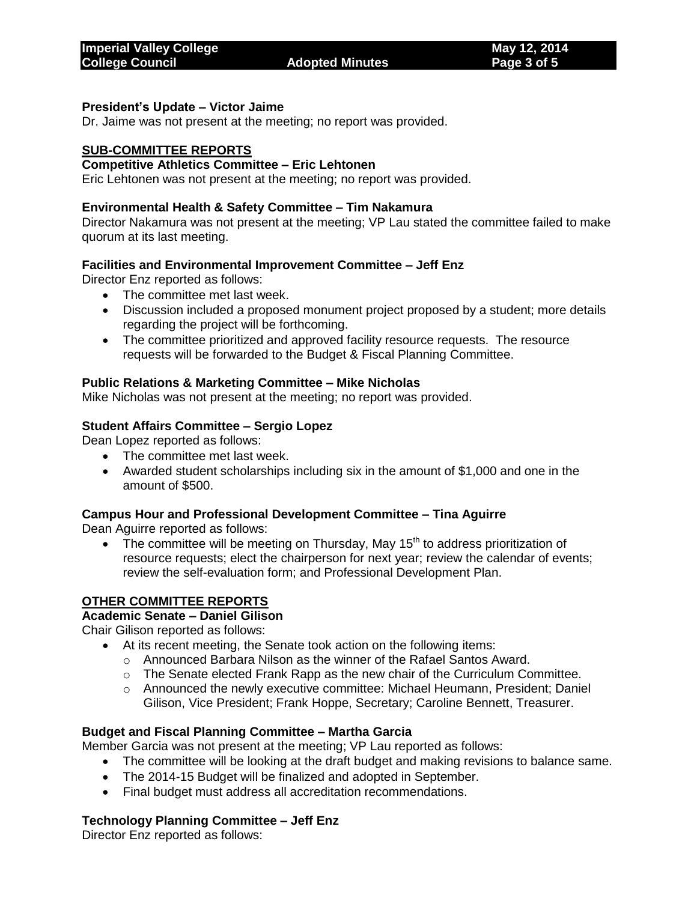**President's Update – Victor Jaime**

Dr. Jaime was not present at the meeting; no report was provided.

## SUB-COMMITTEE REPORTS

**Competitive Athletics Committee – Eric Lehtonen**

Eric Lehtonen was not present at the meeting; no report was provided.

**Environmental Health & Safety Committee – Tim Nakamura**

Director Nakamura was not present at the meeting; VP Lau stated the committee failed to make quorum at its last meeting.

**Facilities and Environmental Improvement Committee – Jeff Enz**

Director Enz reported as follows:

- The committee met last week.
- Discussion included a proposed monument project proposed by a student; more details regarding the project will be forthcoming.
- The committee prioritized and approved facility resource requests. The resource requests will be forwarded to the Budget & Fiscal Planning Committee.

**Public Relations & Marketing Committee – Mike Nicholas**

Mike Nicholas was not present at the meeting; no report was provided.

**Student Affairs Committee – Sergio Lopez**

Dean Lopez reported as follows:

- The committee met last week.
- Awarded student scholarships including six in the amount of $1,000 and one in the amount of $500.

**Campus Hour and Professional Development Committee – Tina Aguirre**

Dean Aguirre reported as follows:

- The committee will be meeting on Thursday, May 15th to address prioritization of resource requests; elect the chairperson for next year; review the calendar of events; review the self-evaluation form; and Professional Development Plan.

## OTHER COMMITTEE REPORTS

**Academic Senate – Daniel Gilison**

Chair Gilison reported as follows:

- At its recent meeting, the Senate took action on the following items:
  - Announced Barbara Nilson as the winner of the Rafael Santos Award.
  - The Senate elected Frank Rapp as the new chair of the Curriculum Committee.
  - Announced the newly executive committee: Michael Heumann, President; Daniel Gilison, Vice President; Frank Hoppe, Secretary; Caroline Bennett, Treasurer.

**Budget and Fiscal Planning Committee – Martha Garcia**

Member Garcia was not present at the meeting; VP Lau reported as follows:

- The committee will be looking at the draft budget and making revisions to balance same.
- The 2014-15 Budget will be finalized and adopted in September.
- Final budget must address all accreditation recommendations.

**Technology Planning Committee – Jeff Enz**

Director Enz reported as follows: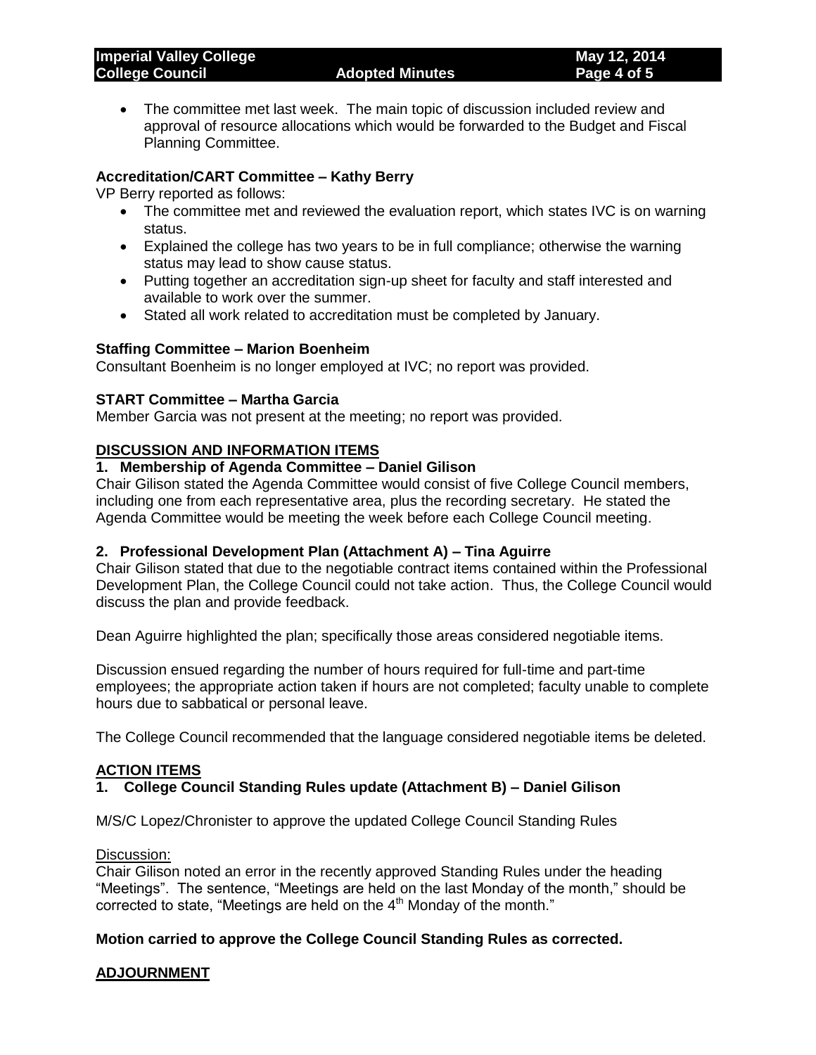- The committee met last week. The main topic of discussion included review and approval of resource allocations which would be forwarded to the Budget and Fiscal Planning Committee.

**Accreditation/CART Committee – Kathy Berry**

VP Berry reported as follows:

- The committee met and reviewed the evaluation report, which states IVC is on warning status.
- Explained the college has two years to be in full compliance; otherwise the warning status may lead to show cause status.
- Putting together an accreditation sign-up sheet for faculty and staff interested and available to work over the summer.
- Stated all work related to accreditation must be completed by January.

**Staffing Committee – Marion Boenheim**

Consultant Boenheim is no longer employed at IVC; no report was provided.

**START Committee – Martha Garcia**

Member Garcia was not present at the meeting; no report was provided.

## DISCUSSION AND INFORMATION ITEMS

**1. Membership of Agenda Committee – Daniel Gilison**

Chair Gilison stated the Agenda Committee would consist of five College Council members, including one from each representative area, plus the recording secretary. He stated the Agenda Committee would be meeting the week before each College Council meeting.

**2. Professional Development Plan (Attachment A) – Tina Aguirre**

Chair Gilison stated that due to the negotiable contract items contained within the Professional Development Plan, the College Council could not take action. Thus, the College Council would discuss the plan and provide feedback.

Dean Aguirre highlighted the plan; specifically those areas considered negotiable items.

Discussion ensued regarding the number of hours required for full-time and part-time employees; the appropriate action taken if hours are not completed; faculty unable to complete hours due to sabbatical or personal leave.

The College Council recommended that the language considered negotiable items be deleted.

## ACTION ITEMS

**1. College Council Standing Rules update (Attachment B) – Daniel Gilison**

M/S/C Lopez/Chronister to approve the updated College Council Standing Rules

Discussion:

Chair Gilison noted an error in the recently approved Standing Rules under the heading "Meetings". The sentence, "Meetings are held on the last Monday of the month," should be corrected to state, "Meetings are held on the 4th Monday of the month."

**Motion carried to approve the College Council Standing Rules as corrected.**

## ADJOURNMENT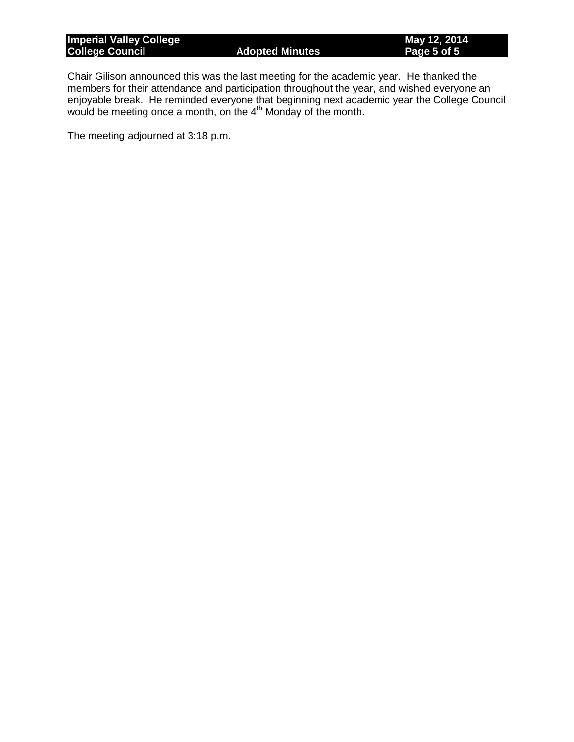Chair Gilison announced this was the last meeting for the academic year. He thanked the members for their attendance and participation throughout the year, and wished everyone an enjoyable break. He reminded everyone that beginning next academic year the College Council would be meeting once a month, on the 4th Monday of the month.

The meeting adjourned at 3:18 p.m.